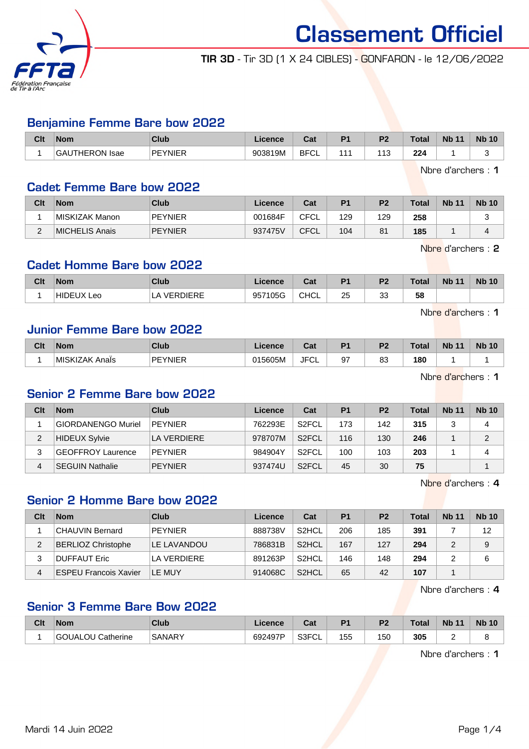# Classement Officiel

**TIR 3D** - Tir 3D (1 X 24 CIBLES) - GONFARON - le 12/06/2022

## Benjamine Femme Bare bow 2022

| Clt | Nom | Club | Licence | Cat | P1 | P2 | Total | Nb 11 | Nb 10 |
|---|---|---|---|---|---|---|---|---|---|
| 1 | GAUTHERON Isae | PEYNIER | 903819M | BFCL | 111 | 113 | **224** | 1 | 3 |

Nbre d'archers : **1**

## Cadet Femme Bare bow 2022

| Clt | Nom | Club | Licence | Cat | P1 | P2 | Total | Nb 11 | Nb 10 |
|---|---|---|---|---|---|---|---|---|---|
| 1 | MISKIZAK Manon | PEYNIER | 001684F | CFCL | 129 | 129 | **258** | | 3 |
| 2 | MICHELIS Anais | PEYNIER | 937475V | CFCL | 104 | 81 | **185** | 1 | 4 |

Nbre d'archers : **2**

## Cadet Homme Bare bow 2022

| Clt | Nom | Club | Licence | Cat | P1 | P2 | Total | Nb 11 | Nb 10 |
|---|---|---|---|---|---|---|---|---|---|
| 1 | HIDEUX Leo | LA VERDIERE | 957105G | CHCL | 25 | 33 | **58** | | |

Nbre d'archers : **1**

## Junior Femme Bare bow 2022

| Clt | Nom | Club | Licence | Cat | P1 | P2 | Total | Nb 11 | Nb 10 |
|---|---|---|---|---|---|---|---|---|---|
| 1 | MISKIZAK Anaïs | PEYNIER | 015605M | JFCL | 97 | 83 | **180** | 1 | 1 |

Nbre d'archers : **1**

## Senior 2 Femme Bare bow 2022

| Clt | Nom | Club | Licence | Cat | P1 | P2 | Total | Nb 11 | Nb 10 |
|---|---|---|---|---|---|---|---|---|---|
| 1 | GIORDANENGO Muriel | PEYNIER | 762293E | S2FCL | 173 | 142 | **315** | 3 | 4 |
| 2 | HIDEUX Sylvie | LA VERDIERE | 978707M | S2FCL | 116 | 130 | **246** | 1 | 2 |
| 3 | GEOFFROY Laurence | PEYNIER | 984904Y | S2FCL | 100 | 103 | **203** | 1 | 4 |
| 4 | SEGUIN Nathalie | PEYNIER | 937474U | S2FCL | 45 | 30 | **75** | | 1 |

Nbre d'archers : **4**

## Senior 2 Homme Bare bow 2022

| Clt | Nom | Club | Licence | Cat | P1 | P2 | Total | Nb 11 | Nb 10 |
|---|---|---|---|---|---|---|---|---|---|
| 1 | CHAUVIN Bernard | PEYNIER | 888738V | S2HCL | 206 | 185 | **391** | 7 | 12 |
| 2 | BERLIOZ Christophe | LE LAVANDOU | 786831B | S2HCL | 167 | 127 | **294** | 2 | 9 |
| 3 | DUFFAUT Eric | LA VERDIERE | 891263P | S2HCL | 146 | 148 | **294** | 2 | 6 |
| 4 | ESPEU Francois Xavier | LE MUY | 914068C | S2HCL | 65 | 42 | **107** | 1 | |

Nbre d'archers : **4**

## Senior 3 Femme Bare Bow 2022

| Clt | Nom | Club | Licence | Cat | P1 | P2 | Total | Nb 11 | Nb 10 |
|---|---|---|---|---|---|---|---|---|---|
| 1 | GOUALOU Catherine | SANARY | 692497P | S3FCL | 155 | 150 | **305** | 2 | 8 |

Nbre d'archers : **1**

Mardi 14 Juin 2022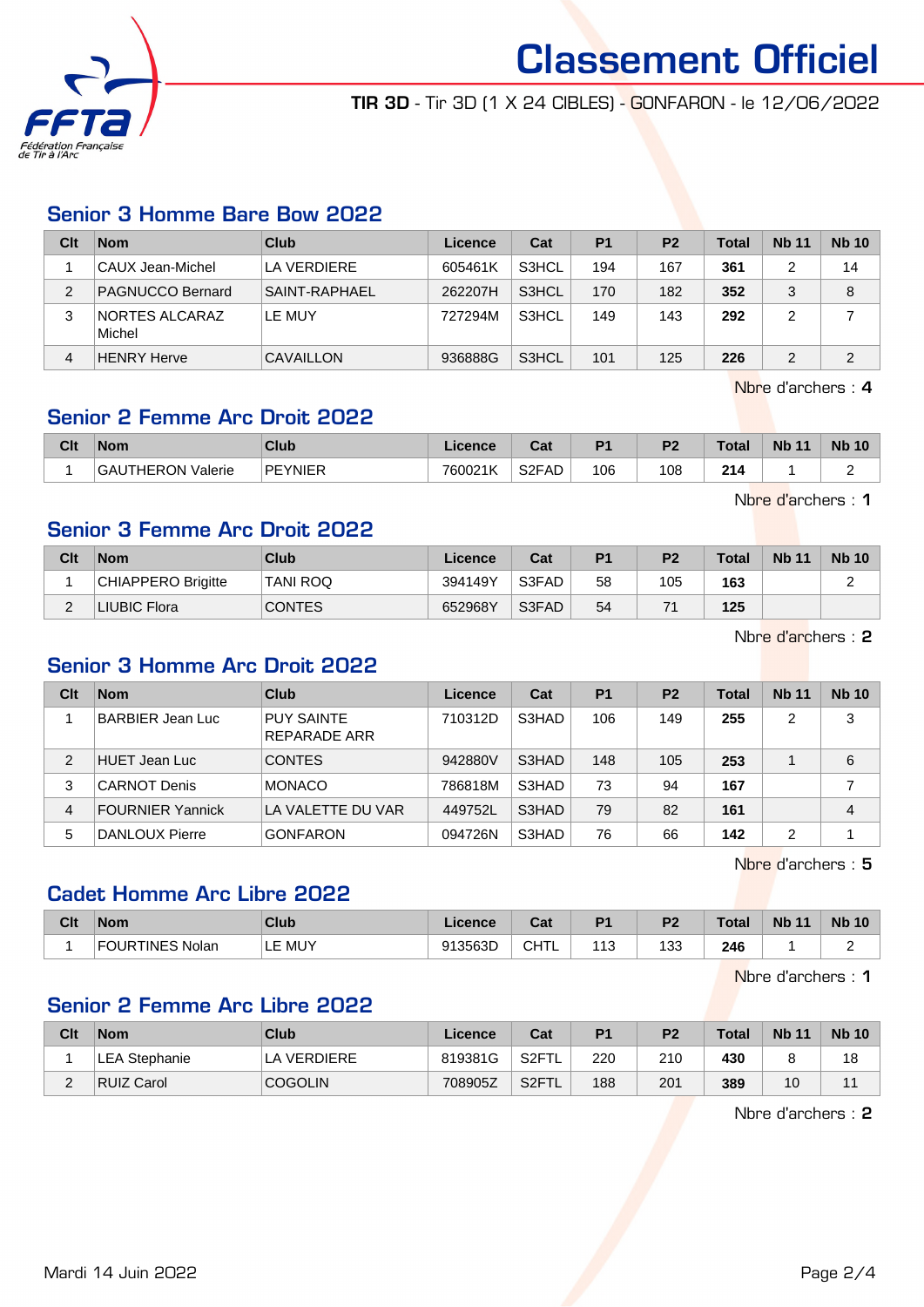# Classement Officiel

**TIR 3D** - Tir 3D (1 X 24 CIBLES) - GONFARON - le 12/06/2022

## Senior 3 Homme Bare Bow 2022

| Clt | Nom | Club | Licence | Cat | P1 | P2 | Total | Nb 11 | Nb 10 |
|---|---|---|---|---|---|---|---|---|---|
| 1 | CAUX Jean-Michel | LA VERDIERE | 605461K | S3HCL | 194 | 167 | **361** | 2 | 14 |
| 2 | PAGNUCCO Bernard | SAINT-RAPHAEL | 262207H | S3HCL | 170 | 182 | **352** | 3 | 8 |
| 3 | NORTES ALCARAZ Michel | LE MUY | 727294M | S3HCL | 149 | 143 | **292** | 2 | 7 |
| 4 | HENRY Herve | CAVAILLON | 936888G | S3HCL | 101 | 125 | **226** | 2 | 2 |

Nbre d'archers : **4**

## Senior 2 Femme Arc Droit 2022

| Clt | Nom | Club | Licence | Cat | P1 | P2 | Total | Nb 11 | Nb 10 |
|---|---|---|---|---|---|---|---|---|---|
| 1 | GAUTHERON Valerie | PEYNIER | 760021K | S2FAD | 106 | 108 | **214** | 1 | 2 |

Nbre d'archers : **1**

## Senior 3 Femme Arc Droit 2022

| Clt | Nom | Club | Licence | Cat | P1 | P2 | Total | Nb 11 | Nb 10 |
|---|---|---|---|---|---|---|---|---|---|
| 1 | CHIAPPERO Brigitte | TANI ROQ | 394149Y | S3FAD | 58 | 105 | **163** | | 2 |
| 2 | LIUBIC Flora | CONTES | 652968Y | S3FAD | 54 | 71 | **125** | | |

Nbre d'archers : **2**

## Senior 3 Homme Arc Droit 2022

| Clt | Nom | Club | Licence | Cat | P1 | P2 | Total | Nb 11 | Nb 10 |
|---|---|---|---|---|---|---|---|---|---|
| 1 | BARBIER Jean Luc | PUY SAINTE REPARADE ARR | 710312D | S3HAD | 106 | 149 | **255** | 2 | 3 |
| 2 | HUET Jean Luc | CONTES | 942880V | S3HAD | 148 | 105 | **253** | 1 | 6 |
| 3 | CARNOT Denis | MONACO | 786818M | S3HAD | 73 | 94 | **167** | | 7 |
| 4 | FOURNIER Yannick | LA VALETTE DU VAR | 449752L | S3HAD | 79 | 82 | **161** | | 4 |
| 5 | DANLOUX Pierre | GONFARON | 094726N | S3HAD | 76 | 66 | **142** | 2 | 1 |

Nbre d'archers : **5**

## Cadet Homme Arc Libre 2022

| Clt | Nom | Club | Licence | Cat | P1 | P2 | Total | Nb 11 | Nb 10 |
|---|---|---|---|---|---|---|---|---|---|
| 1 | FOURTINES Nolan | LE MUY | 913563D | CHTL | 113 | 133 | **246** | 1 | 2 |

Nbre d'archers : **1**

## Senior 2 Femme Arc Libre 2022

| Clt | Nom | Club | Licence | Cat | P1 | P2 | Total | Nb 11 | Nb 10 |
|---|---|---|---|---|---|---|---|---|---|
| 1 | LEA Stephanie | LA VERDIERE | 819381G | S2FTL | 220 | 210 | **430** | 8 | 18 |
| 2 | RUIZ Carol | COGOLIN | 708905Z | S2FTL | 188 | 201 | **389** | 10 | 11 |

Nbre d'archers : **2**

Mardi 14 Juin 2022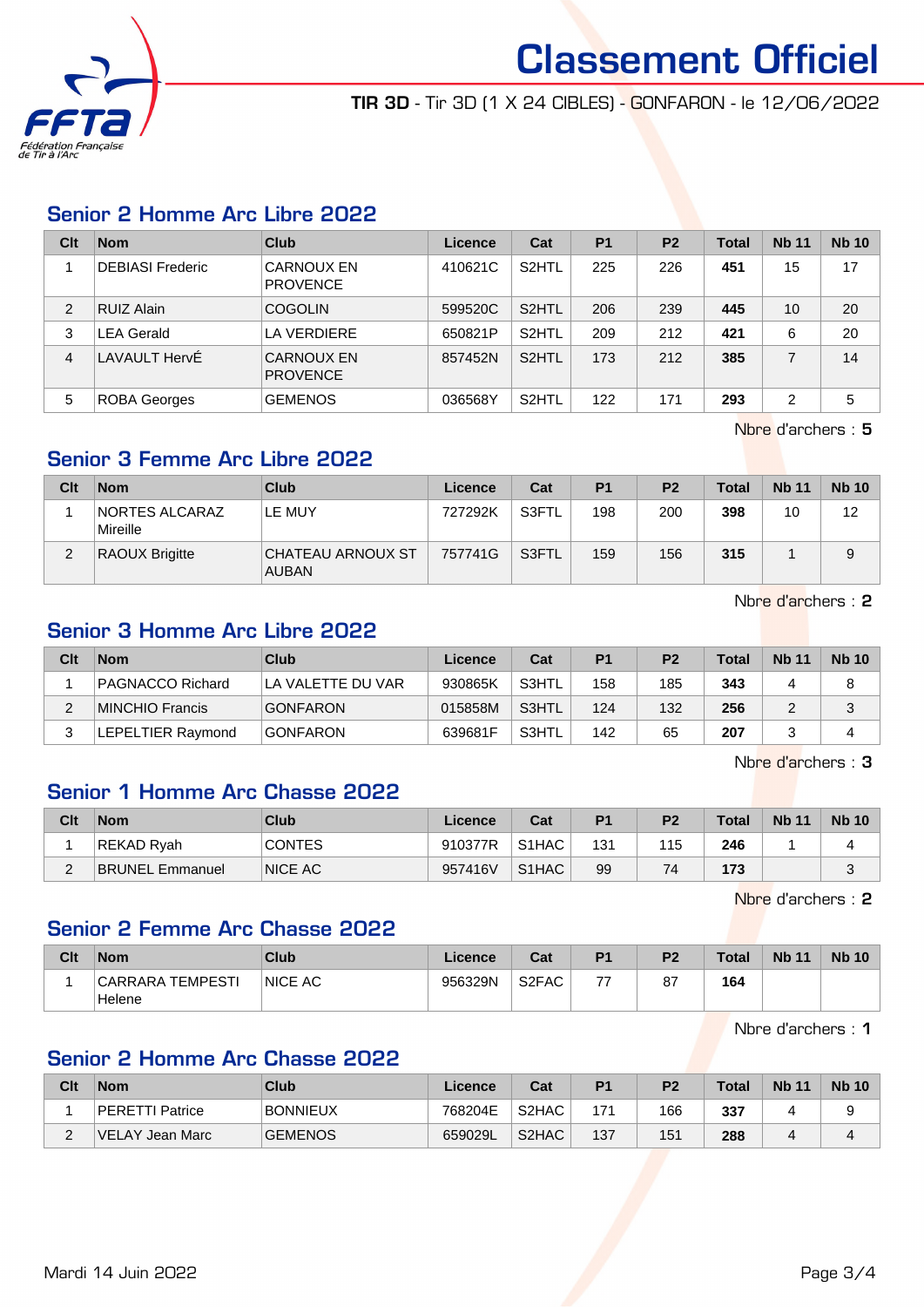# Classement Officiel

**TIR 3D** - Tir 3D (1 X 24 CIBLES) - GONFARON - le 12/06/2022

## Senior 2 Homme Arc Libre 2022

| Clt | Nom | Club | Licence | Cat | P1 | P2 | Total | Nb 11 | Nb 10 |
|---|---|---|---|---|---|---|---|---|---|
| 1 | DEBIASI Frederic | CARNOUX EN PROVENCE | 410621C | S2HTL | 225 | 226 | **451** | 15 | 17 |
| 2 | RUIZ Alain | COGOLIN | 599520C | S2HTL | 206 | 239 | **445** | 10 | 20 |
| 3 | LEA Gerald | LA VERDIERE | 650821P | S2HTL | 209 | 212 | **421** | 6 | 20 |
| 4 | LAVAULT HervÉ | CARNOUX EN PROVENCE | 857452N | S2HTL | 173 | 212 | **385** | 7 | 14 |
| 5 | ROBA Georges | GEMENOS | 036568Y | S2HTL | 122 | 171 | **293** | 2 | 5 |

Nbre d'archers : **5**

## Senior 3 Femme Arc Libre 2022

| Clt | Nom | Club | Licence | Cat | P1 | P2 | Total | Nb 11 | Nb 10 |
|---|---|---|---|---|---|---|---|---|---|
| 1 | NORTES ALCARAZ Mireille | LE MUY | 727292K | S3FTL | 198 | 200 | **398** | 10 | 12 |
| 2 | RAOUX Brigitte | CHATEAU ARNOUX ST AUBAN | 757741G | S3FTL | 159 | 156 | **315** | 1 | 9 |

Nbre d'archers : **2**

## Senior 3 Homme Arc Libre 2022

| Clt | Nom | Club | Licence | Cat | P1 | P2 | Total | Nb 11 | Nb 10 |
|---|---|---|---|---|---|---|---|---|---|
| 1 | PAGNACCO Richard | LA VALETTE DU VAR | 930865K | S3HTL | 158 | 185 | **343** | 4 | 8 |
| 2 | MINCHIO Francis | GONFARON | 015858M | S3HTL | 124 | 132 | **256** | 2 | 3 |
| 3 | LEPELTIER Raymond | GONFARON | 639681F | S3HTL | 142 | 65 | **207** | 3 | 4 |

Nbre d'archers : **3**

## Senior 1 Homme Arc Chasse 2022

| Clt | Nom | Club | Licence | Cat | P1 | P2 | Total | Nb 11 | Nb 10 |
|---|---|---|---|---|---|---|---|---|---|
| 1 | REKAD Ryah | CONTES | 910377R | S1HAC | 131 | 115 | **246** | 1 | 4 |
| 2 | BRUNEL Emmanuel | NICE AC | 957416V | S1HAC | 99 | 74 | **173** | | 3 |

Nbre d'archers : **2**

## Senior 2 Femme Arc Chasse 2022

| Clt | Nom | Club | Licence | Cat | P1 | P2 | Total | Nb 11 | Nb 10 |
|---|---|---|---|---|---|---|---|---|---|
| 1 | CARRARA TEMPESTI Helene | NICE AC | 956329N | S2FAC | 77 | 87 | **164** | | |

Nbre d'archers : **1**

## Senior 2 Homme Arc Chasse 2022

| Clt | Nom | Club | Licence | Cat | P1 | P2 | Total | Nb 11 | Nb 10 |
|---|---|---|---|---|---|---|---|---|---|
| 1 | PERETTI Patrice | BONNIEUX | 768204E | S2HAC | 171 | 166 | **337** | 4 | 9 |
| 2 | VELAY Jean Marc | GEMENOS | 659029L | S2HAC | 137 | 151 | **288** | 4 | 4 |

Mardi 14 Juin 2022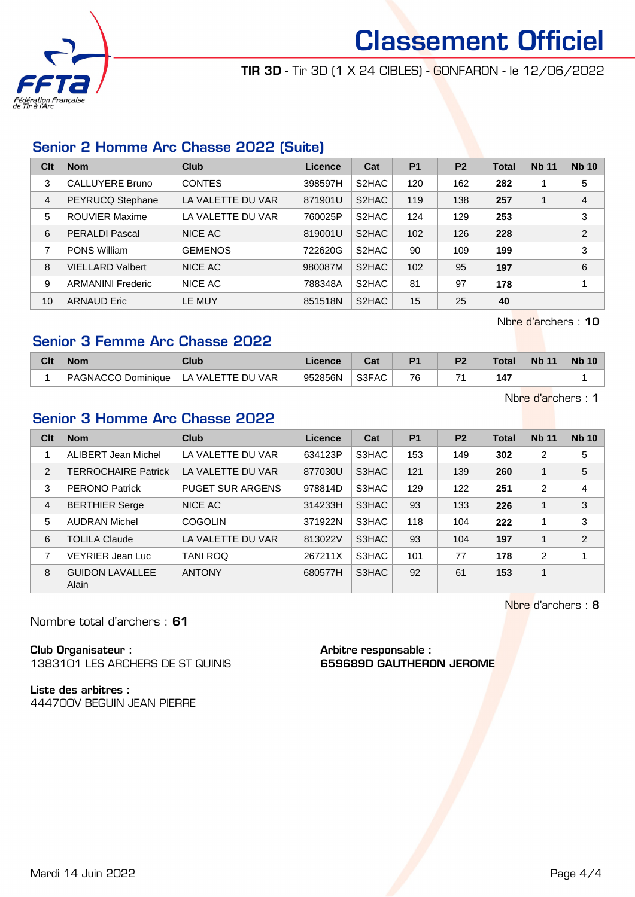# Classement Officiel

**TIR 3D** - Tir 3D (1 X 24 CIBLES) - GONFARON - le 12/06/2022

## Senior 2 Homme Arc Chasse 2022 (Suite)

| Clt | Nom | Club | Licence | Cat | P1 | P2 | Total | Nb 11 | Nb 10 |
|---|---|---|---|---|---|---|---|---|---|
| 3 | CALLUYERE Bruno | CONTES | 398597H | S2HAC | 120 | 162 | **282** | 1 | 5 |
| 4 | PEYRUCQ Stephane | LA VALETTE DU VAR | 871901U | S2HAC | 119 | 138 | **257** | 1 | 4 |
| 5 | ROUVIER Maxime | LA VALETTE DU VAR | 760025P | S2HAC | 124 | 129 | **253** | | 3 |
| 6 | PERALDI Pascal | NICE AC | 819001U | S2HAC | 102 | 126 | **228** | | 2 |
| 7 | PONS William | GEMENOS | 722620G | S2HAC | 90 | 109 | **199** | | 3 |
| 8 | VIELLARD Valbert | NICE AC | 980087M | S2HAC | 102 | 95 | **197** | | 6 |
| 9 | ARMANINI Frederic | NICE AC | 788348A | S2HAC | 81 | 97 | **178** | | 1 |
| 10 | ARNAUD Eric | LE MUY | 851518N | S2HAC | 15 | 25 | **40** | | |

Nbre d'archers : **10**

## Senior 3 Femme Arc Chasse 2022

| Clt | Nom | Club | Licence | Cat | P1 | P2 | Total | Nb 11 | Nb 10 |
|---|---|---|---|---|---|---|---|---|---|
| 1 | PAGNACCO Dominique | LA VALETTE DU VAR | 952856N | S3FAC | 76 | 71 | **147** | | 1 |

Nbre d'archers : **1**

## Senior 3 Homme Arc Chasse 2022

| Clt | Nom | Club | Licence | Cat | P1 | P2 | Total | Nb 11 | Nb 10 |
|---|---|---|---|---|---|---|---|---|---|
| 1 | ALIBERT Jean Michel | LA VALETTE DU VAR | 634123P | S3HAC | 153 | 149 | **302** | 2 | 5 |
| 2 | TERROCHAIRE Patrick | LA VALETTE DU VAR | 877030U | S3HAC | 121 | 139 | **260** | 1 | 5 |
| 3 | PERONO Patrick | PUGET SUR ARGENS | 978814D | S3HAC | 129 | 122 | **251** | 2 | 4 |
| 4 | BERTHIER Serge | NICE AC | 314233H | S3HAC | 93 | 133 | **226** | 1 | 3 |
| 5 | AUDRAN Michel | COGOLIN | 371922N | S3HAC | 118 | 104 | **222** | 1 | 3 |
| 6 | TOLILA Claude | LA VALETTE DU VAR | 813022V | S3HAC | 93 | 104 | **197** | 1 | 2 |
| 7 | VEYRIER Jean Luc | TANI ROQ | 267211X | S3HAC | 101 | 77 | **178** | 2 | 1 |
| 8 | GUIDON LAVALLEE Alain | ANTONY | 680577H | S3HAC | 92 | 61 | **153** | 1 | |

Nbre d'archers : **8**

Nombre total d'archers : **61**

**Club Organisateur :**
1383101 LES ARCHERS DE ST QUINIS

**Arbitre responsable :**
**659689D GAUTHERON JEROME**

**Liste des arbitres :**
444700V BEGUIN JEAN PIERRE

Mardi 14 Juin 2022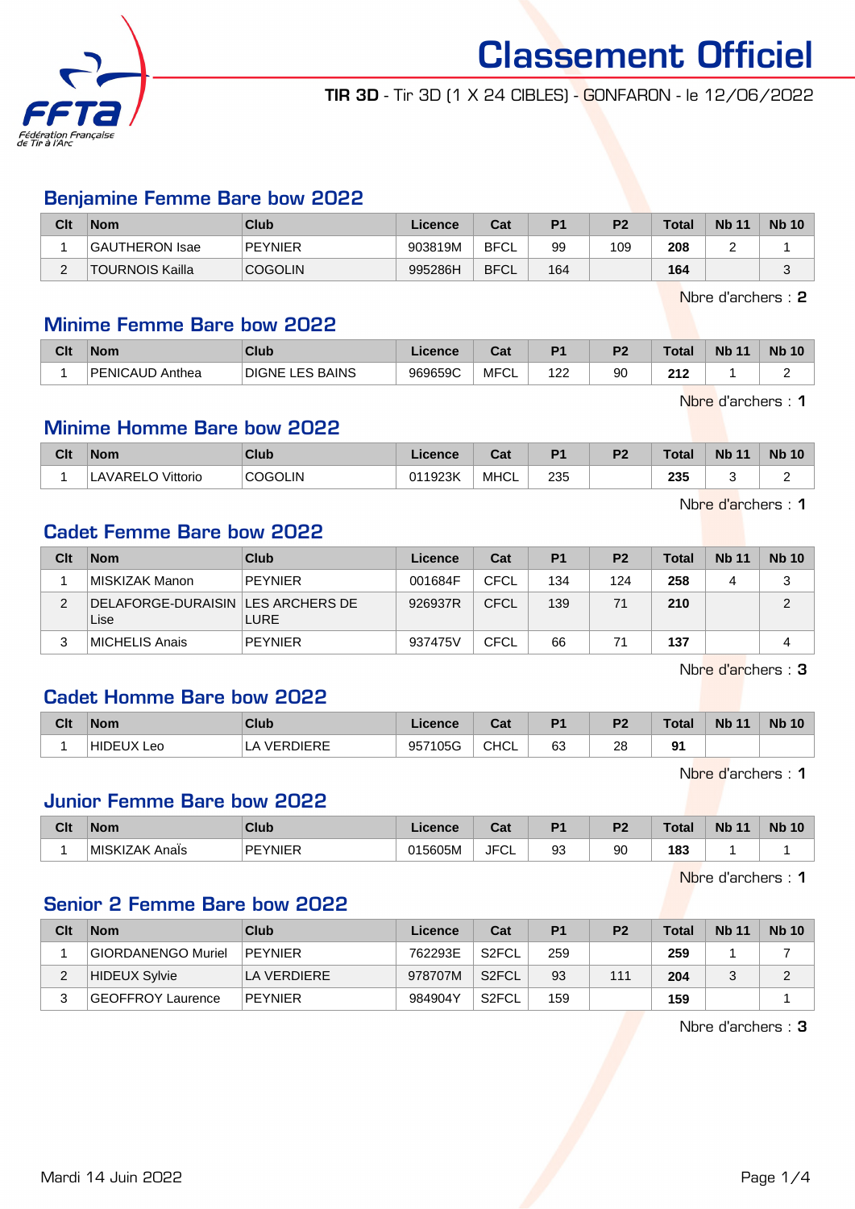# Classement Officiel

**TIR 3D** - Tir 3D (1 X 24 CIBLES) - GONFARON - le 12/06/2022

## Benjamine Femme Bare bow 2022

| Clt | Nom | Club | Licence | Cat | P1 | P2 | Total | Nb 11 | Nb 10 |
|---|---|---|---|---|---|---|---|---|---|
| 1 | GAUTHERON Isae | PEYNIER | 903819M | BFCL | 99 | 109 | **208** | 2 | 1 |
| 2 | TOURNOIS Kailla | COGOLIN | 995286H | BFCL | 164 | | **164** | | 3 |

Nbre d'archers : **2**

## Minime Femme Bare bow 2022

| Clt | Nom | Club | Licence | Cat | P1 | P2 | Total | Nb 11 | Nb 10 |
|---|---|---|---|---|---|---|---|---|---|
| 1 | PENICAUD Anthea | DIGNE LES BAINS | 969659C | MFCL | 122 | 90 | **212** | 1 | 2 |

Nbre d'archers : **1**

## Minime Homme Bare bow 2022

| Clt | Nom | Club | Licence | Cat | P1 | P2 | Total | Nb 11 | Nb 10 |
|---|---|---|---|---|---|---|---|---|---|
| 1 | LAVARELO Vittorio | COGOLIN | 011923K | MHCL | 235 | | **235** | 3 | 2 |

Nbre d'archers : **1**

## Cadet Femme Bare bow 2022

| Clt | Nom | Club | Licence | Cat | P1 | P2 | Total | Nb 11 | Nb 10 |
|---|---|---|---|---|---|---|---|---|---|
| 1 | MISKIZAK Manon | PEYNIER | 001684F | CFCL | 134 | 124 | **258** | 4 | 3 |
| 2 | DELAFORGE-DURAISIN Lise | LES ARCHERS DE LURE | 926937R | CFCL | 139 | 71 | **210** | | 2 |
| 3 | MICHELIS Anais | PEYNIER | 937475V | CFCL | 66 | 71 | **137** | | 4 |

Nbre d'archers : **3**

## Cadet Homme Bare bow 2022

| Clt | Nom | Club | Licence | Cat | P1 | P2 | Total | Nb 11 | Nb 10 |
|---|---|---|---|---|---|---|---|---|---|
| 1 | HIDEUX Leo | LA VERDIERE | 957105G | CHCL | 63 | 28 | **91** | | |

Nbre d'archers : **1**

## Junior Femme Bare bow 2022

| Clt | Nom | Club | Licence | Cat | P1 | P2 | Total | Nb 11 | Nb 10 |
|---|---|---|---|---|---|---|---|---|---|
| 1 | MISKIZAK Anaïs | PEYNIER | 015605M | JFCL | 93 | 90 | **183** | 1 | 1 |

Nbre d'archers : **1**

## Senior 2 Femme Bare bow 2022

| Clt | Nom | Club | Licence | Cat | P1 | P2 | Total | Nb 11 | Nb 10 |
|---|---|---|---|---|---|---|---|---|---|
| 1 | GIORDANENGO Muriel | PEYNIER | 762293E | S2FCL | 259 | | **259** | 1 | 7 |
| 2 | HIDEUX Sylvie | LA VERDIERE | 978707M | S2FCL | 93 | 111 | **204** | 3 | 2 |
| 3 | GEOFFROY Laurence | PEYNIER | 984904Y | S2FCL | 159 | | **159** | | 1 |

Nbre d'archers : **3**

Mardi 14 Juin 2022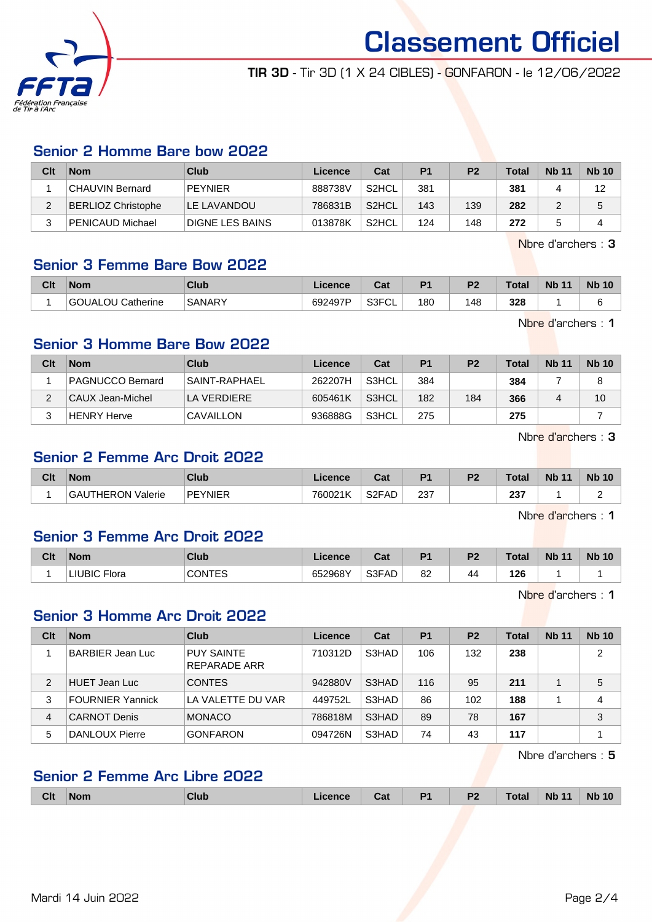# Classement Officiel

**TIR 3D** - Tir 3D (1 X 24 CIBLES) - GONFARON - le 12/06/2022

## Senior 2 Homme Bare bow 2022

| Clt | Nom | Club | Licence | Cat | P1 | P2 | Total | Nb 11 | Nb 10 |
|---|---|---|---|---|---|---|---|---|---|
| 1 | CHAUVIN Bernard | PEYNIER | 888738V | S2HCL | 381 | | **381** | 4 | 12 |
| 2 | BERLIOZ Christophe | LE LAVANDOU | 786831B | S2HCL | 143 | 139 | **282** | 2 | 5 |
| 3 | PENICAUD Michael | DIGNE LES BAINS | 013878K | S2HCL | 124 | 148 | **272** | 5 | 4 |

Nbre d'archers : **3**

## Senior 3 Femme Bare Bow 2022

| Clt | Nom | Club | Licence | Cat | P1 | P2 | Total | Nb 11 | Nb 10 |
|---|---|---|---|---|---|---|---|---|---|
| 1 | GOUALOU Catherine | SANARY | 692497P | S3FCL | 180 | 148 | **328** | 1 | 6 |

Nbre d'archers : **1**

## Senior 3 Homme Bare Bow 2022

| Clt | Nom | Club | Licence | Cat | P1 | P2 | Total | Nb 11 | Nb 10 |
|---|---|---|---|---|---|---|---|---|---|
| 1 | PAGNUCCO Bernard | SAINT-RAPHAEL | 262207H | S3HCL | 384 | | **384** | 7 | 8 |
| 2 | CAUX Jean-Michel | LA VERDIERE | 605461K | S3HCL | 182 | 184 | **366** | 4 | 10 |
| 3 | HENRY Herve | CAVAILLON | 936888G | S3HCL | 275 | | **275** | | 7 |

Nbre d'archers : **3**

## Senior 2 Femme Arc Droit 2022

| Clt | Nom | Club | Licence | Cat | P1 | P2 | Total | Nb 11 | Nb 10 |
|---|---|---|---|---|---|---|---|---|---|
| 1 | GAUTHERON Valerie | PEYNIER | 760021K | S2FAD | 237 | | **237** | 1 | 2 |

Nbre d'archers : **1**

## Senior 3 Femme Arc Droit 2022

| Clt | Nom | Club | Licence | Cat | P1 | P2 | Total | Nb 11 | Nb 10 |
|---|---|---|---|---|---|---|---|---|---|
| 1 | LIUBIC Flora | CONTES | 652968Y | S3FAD | 82 | 44 | **126** | 1 | 1 |

Nbre d'archers : **1**

## Senior 3 Homme Arc Droit 2022

| Clt | Nom | Club | Licence | Cat | P1 | P2 | Total | Nb 11 | Nb 10 |
|---|---|---|---|---|---|---|---|---|---|
| 1 | BARBIER Jean Luc | PUY SAINTE REPARADE ARR | 710312D | S3HAD | 106 | 132 | **238** | | 2 |
| 2 | HUET Jean Luc | CONTES | 942880V | S3HAD | 116 | 95 | **211** | 1 | 5 |
| 3 | FOURNIER Yannick | LA VALETTE DU VAR | 449752L | S3HAD | 86 | 102 | **188** | 1 | 4 |
| 4 | CARNOT Denis | MONACO | 786818M | S3HAD | 89 | 78 | **167** | | 3 |
| 5 | DANLOUX Pierre | GONFARON | 094726N | S3HAD | 74 | 43 | **117** | | 1 |

Nbre d'archers : **5**

## Senior 2 Femme Arc Libre 2022

| Clt | Nom | Club | Licence | Cat | P1 | P2 | Total | Nb 11 | Nb 10 |
|---|---|---|---|---|---|---|---|---|---|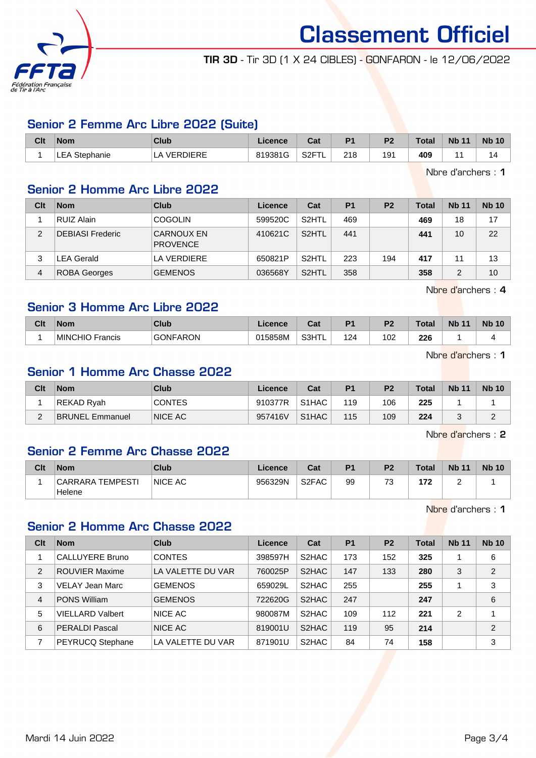# Classement Officiel

**TIR 3D** - Tir 3D (1 X 24 CIBLES) - GONFARON - le 12/06/2022

## Senior 2 Femme Arc Libre 2022 (Suite)

| Clt | Nom | Club | Licence | Cat | P1 | P2 | Total | Nb 11 | Nb 10 |
|---|---|---|---|---|---|---|---|---|---|
| 1 | LEA Stephanie | LA VERDIERE | 819381G | S2FTL | 218 | 191 | **409** | 11 | 14 |

Nbre d'archers : **1**

## Senior 2 Homme Arc Libre 2022

| Clt | Nom | Club | Licence | Cat | P1 | P2 | Total | Nb 11 | Nb 10 |
|---|---|---|---|---|---|---|---|---|---|
| 1 | RUIZ Alain | COGOLIN | 599520C | S2HTL | 469 | | **469** | 18 | 17 |
| 2 | DEBIASI Frederic | CARNOUX EN PROVENCE | 410621C | S2HTL | 441 | | **441** | 10 | 22 |
| 3 | LEA Gerald | LA VERDIERE | 650821P | S2HTL | 223 | 194 | **417** | 11 | 13 |
| 4 | ROBA Georges | GEMENOS | 036568Y | S2HTL | 358 | | **358** | 2 | 10 |

Nbre d'archers : **4**

## Senior 3 Homme Arc Libre 2022

| Clt | Nom | Club | Licence | Cat | P1 | P2 | Total | Nb 11 | Nb 10 |
|---|---|---|---|---|---|---|---|---|---|
| 1 | MINCHIO Francis | GONFARON | 015858M | S3HTL | 124 | 102 | **226** | 1 | 4 |

Nbre d'archers : **1**

## Senior 1 Homme Arc Chasse 2022

| Clt | Nom | Club | Licence | Cat | P1 | P2 | Total | Nb 11 | Nb 10 |
|---|---|---|---|---|---|---|---|---|---|
| 1 | REKAD Ryah | CONTES | 910377R | S1HAC | 119 | 106 | **225** | 1 | 1 |
| 2 | BRUNEL Emmanuel | NICE AC | 957416V | S1HAC | 115 | 109 | **224** | 3 | 2 |

Nbre d'archers : **2**

## Senior 2 Femme Arc Chasse 2022

| Clt | Nom | Club | Licence | Cat | P1 | P2 | Total | Nb 11 | Nb 10 |
|---|---|---|---|---|---|---|---|---|---|
| 1 | CARRARA TEMPESTI Helene | NICE AC | 956329N | S2FAC | 99 | 73 | **172** | 2 | 1 |

Nbre d'archers : **1**

## Senior 2 Homme Arc Chasse 2022

| Clt | Nom | Club | Licence | Cat | P1 | P2 | Total | Nb 11 | Nb 10 |
|---|---|---|---|---|---|---|---|---|---|
| 1 | CALLUYERE Bruno | CONTES | 398597H | S2HAC | 173 | 152 | **325** | 1 | 6 |
| 2 | ROUVIER Maxime | LA VALETTE DU VAR | 760025P | S2HAC | 147 | 133 | **280** | 3 | 2 |
| 3 | VELAY Jean Marc | GEMENOS | 659029L | S2HAC | 255 | | **255** | 1 | 3 |
| 4 | PONS William | GEMENOS | 722620G | S2HAC | 247 | | **247** | | 6 |
| 5 | VIELLARD Valbert | NICE AC | 980087M | S2HAC | 109 | 112 | **221** | 2 | 1 |
| 6 | PERALDI Pascal | NICE AC | 819001U | S2HAC | 119 | 95 | **214** | | 2 |
| 7 | PEYRUCQ Stephane | LA VALETTE DU VAR | 871901U | S2HAC | 84 | 74 | **158** | | 3 |

Mardi 14 Juin 2022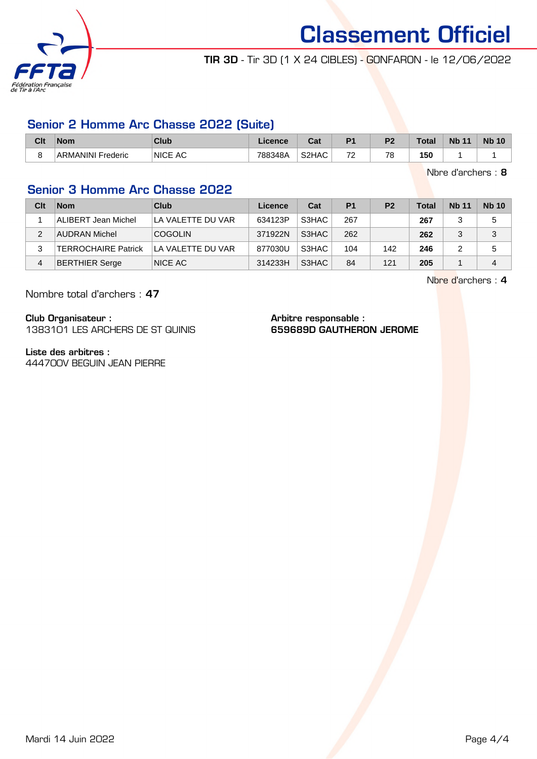# Classement Officiel

**TIR 3D** - Tir 3D (1 X 24 CIBLES) - GONFARON - le 12/06/2022

## Senior 2 Homme Arc Chasse 2022 (Suite)

| Clt | Nom | Club | Licence | Cat | P1 | P2 | Total | Nb 11 | Nb 10 |
|---|---|---|---|---|---|---|---|---|---|
| 8 | ARMANINI Frederic | NICE AC | 788348A | S2HAC | 72 | 78 | **150** | 1 | 1 |

Nbre d'archers : **8**

## Senior 3 Homme Arc Chasse 2022

| Clt | Nom | Club | Licence | Cat | P1 | P2 | Total | Nb 11 | Nb 10 |
|---|---|---|---|---|---|---|---|---|---|
| 1 | ALIBERT Jean Michel | LA VALETTE DU VAR | 634123P | S3HAC | 267 | | **267** | 3 | 5 |
| 2 | AUDRAN Michel | COGOLIN | 371922N | S3HAC | 262 | | **262** | 3 | 3 |
| 3 | TERROCHAIRE Patrick | LA VALETTE DU VAR | 877030U | S3HAC | 104 | 142 | **246** | 2 | 5 |
| 4 | BERTHIER Serge | NICE AC | 314233H | S3HAC | 84 | 121 | **205** | 1 | 4 |

Nbre d'archers : **4**

Nombre total d'archers : **47**

**Club Organisateur :**
1383101 LES ARCHERS DE ST QUINIS

**Arbitre responsable :**
**659689D GAUTHERON JEROME**

**Liste des arbitres :**
444700V BEGUIN JEAN PIERRE

Mardi 14 Juin 2022